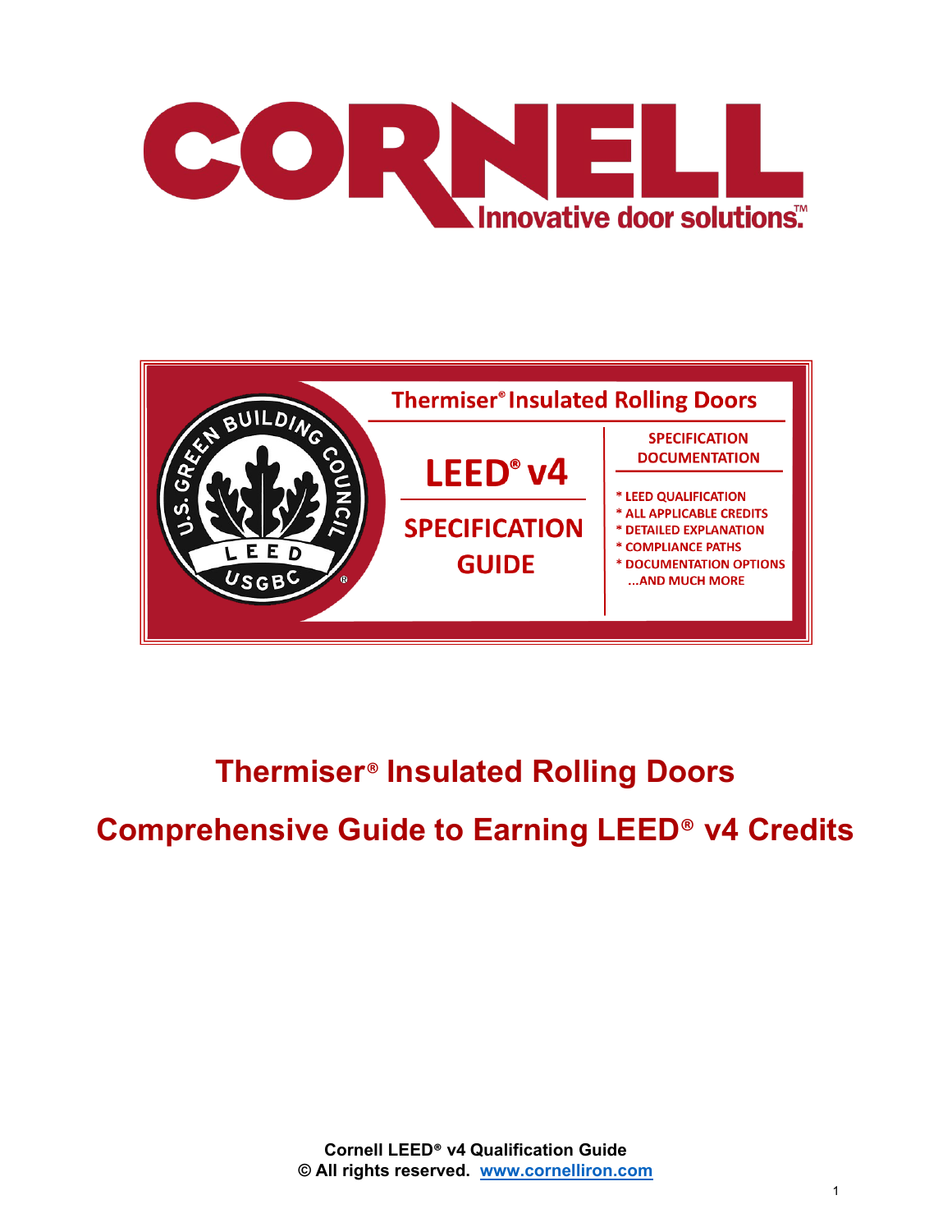CORNELL

Innovative door solutions.™

Thermiser® Insulated Rolling Doors

LEED® v4

SPECIFICATION GUIDE

SPECIFICATION DOCUMENTATION

* LEED QUALIFICATION
* ALL APPLICABLE CREDITS
* DETAILED EXPLANATION
* COMPLIANCE PATHS
* DOCUMENTATION OPTIONS
...AND MUCH MORE

# Thermiser® Insulated Rolling Doors

# Comprehensive Guide to Earning LEED® v4 Credits

**Cornell LEED® v4 Qualification Guide**
**© All rights reserved. www.cornelliron.com**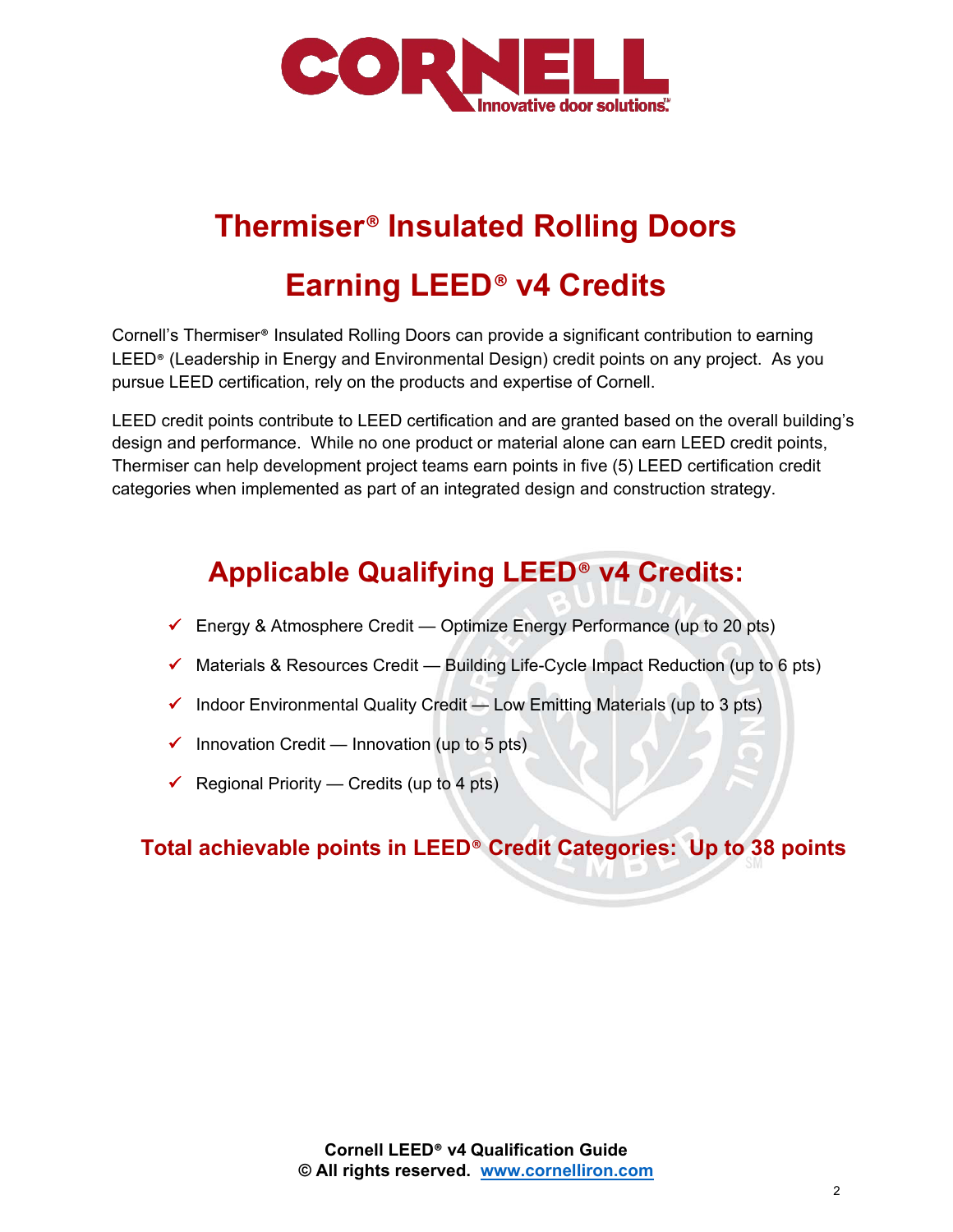# Thermiser® Insulated Rolling Doors

# Earning LEED® v4 Credits

Cornell's Thermiser® Insulated Rolling Doors can provide a significant contribution to earning LEED® (Leadership in Energy and Environmental Design) credit points on any project. As you pursue LEED certification, rely on the products and expertise of Cornell.

LEED credit points contribute to LEED certification and are granted based on the overall building's design and performance. While no one product or material alone can earn LEED credit points, Thermiser can help development project teams earn points in five (5) LEED certification credit categories when implemented as part of an integrated design and construction strategy.

## Applicable Qualifying LEED® v4 Credits:

- ✓ Energy & Atmosphere Credit — Optimize Energy Performance (up to 20 pts)
- ✓ Materials & Resources Credit — Building Life-Cycle Impact Reduction (up to 6 pts)
- ✓ Indoor Environmental Quality Credit — Low Emitting Materials (up to 3 pts)
- ✓ Innovation Credit — Innovation (up to 5 pts)
- ✓ Regional Priority — Credits (up to 4 pts)

**Total achievable points in LEED® Credit Categories: Up to 38 points**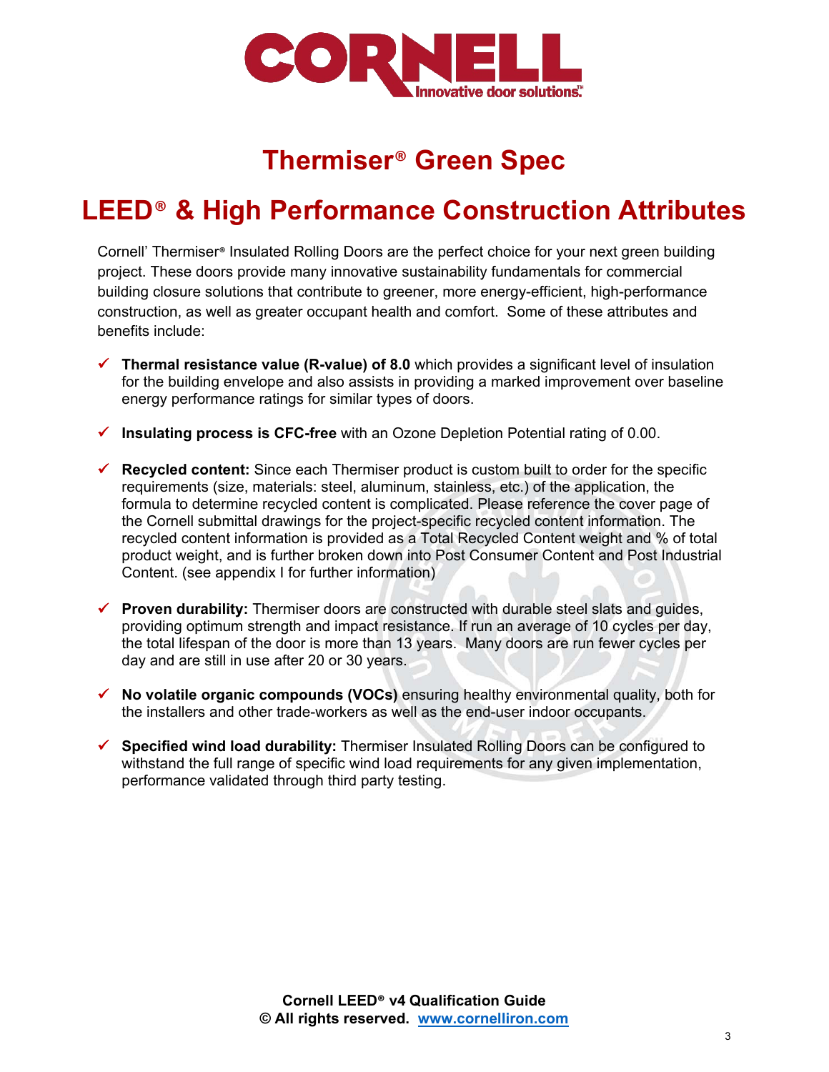# Thermiser® Green Spec

## LEED® & High Performance Construction Attributes

Cornell' Thermiser® Insulated Rolling Doors are the perfect choice for your next green building project. These doors provide many innovative sustainability fundamentals for commercial building closure solutions that contribute to greener, more energy-efficient, high-performance construction, as well as greater occupant health and comfort. Some of these attributes and benefits include:

- ✓ **Thermal resistance value (R-value) of 8.0** which provides a significant level of insulation for the building envelope and also assists in providing a marked improvement over baseline energy performance ratings for similar types of doors.
- ✓ **Insulating process is CFC-free** with an Ozone Depletion Potential rating of 0.00.
- ✓ **Recycled content:** Since each Thermiser product is custom built to order for the specific requirements (size, materials: steel, aluminum, stainless, etc.) of the application, the formula to determine recycled content is complicated. Please reference the cover page of the Cornell submittal drawings for the project-specific recycled content information. The recycled content information is provided as a Total Recycled Content weight and % of total product weight, and is further broken down into Post Consumer Content and Post Industrial Content. (see appendix I for further information)
- ✓ **Proven durability:** Thermiser doors are constructed with durable steel slats and guides, providing optimum strength and impact resistance. If run an average of 10 cycles per day, the total lifespan of the door is more than 13 years. Many doors are run fewer cycles per day and are still in use after 20 or 30 years.
- ✓ **No volatile organic compounds (VOCs)** ensuring healthy environmental quality, both for the installers and other trade-workers as well as the end-user indoor occupants.
- ✓ **Specified wind load durability:** Thermiser Insulated Rolling Doors can be configured to withstand the full range of specific wind load requirements for any given implementation, performance validated through third party testing.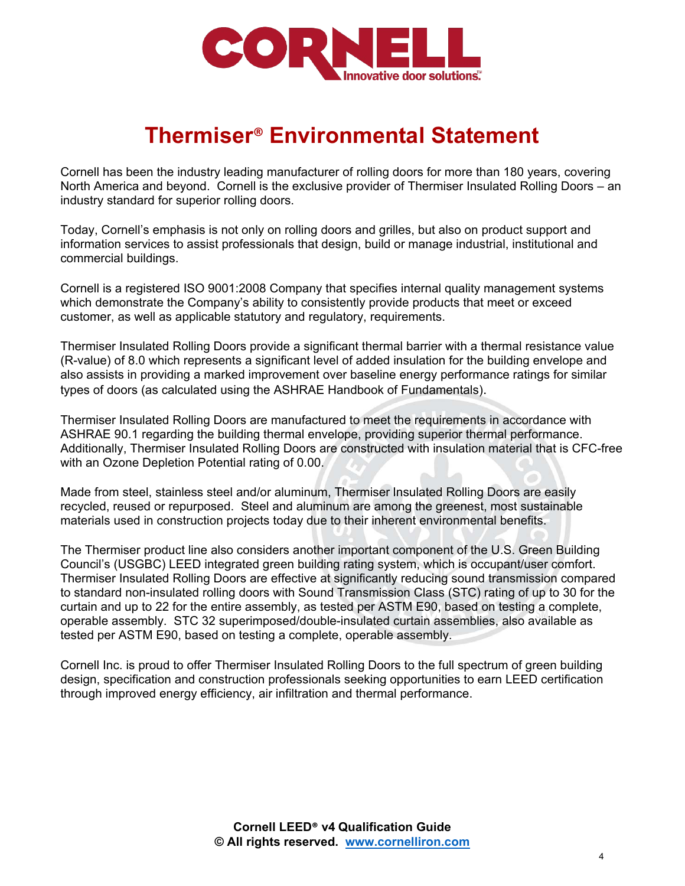CORNELL
Innovative door solutions.™

# Thermiser® Environmental Statement

Cornell has been the industry leading manufacturer of rolling doors for more than 180 years, covering North America and beyond. Cornell is the exclusive provider of Thermiser Insulated Rolling Doors – an industry standard for superior rolling doors.

Today, Cornell's emphasis is not only on rolling doors and grilles, but also on product support and information services to assist professionals that design, build or manage industrial, institutional and commercial buildings.

Cornell is a registered ISO 9001:2008 Company that specifies internal quality management systems which demonstrate the Company's ability to consistently provide products that meet or exceed customer, as well as applicable statutory and regulatory, requirements.

Thermiser Insulated Rolling Doors provide a significant thermal barrier with a thermal resistance value (R-value) of 8.0 which represents a significant level of added insulation for the building envelope and also assists in providing a marked improvement over baseline energy performance ratings for similar types of doors (as calculated using the ASHRAE Handbook of Fundamentals).

Thermiser Insulated Rolling Doors are manufactured to meet the requirements in accordance with ASHRAE 90.1 regarding the building thermal envelope, providing superior thermal performance. Additionally, Thermiser Insulated Rolling Doors are constructed with insulation material that is CFC-free with an Ozone Depletion Potential rating of 0.00.

Made from steel, stainless steel and/or aluminum, Thermiser Insulated Rolling Doors are easily recycled, reused or repurposed. Steel and aluminum are among the greenest, most sustainable materials used in construction projects today due to their inherent environmental benefits.

The Thermiser product line also considers another important component of the U.S. Green Building Council's (USGBC) LEED integrated green building rating system, which is occupant/user comfort. Thermiser Insulated Rolling Doors are effective at significantly reducing sound transmission compared to standard non-insulated rolling doors with Sound Transmission Class (STC) rating of up to 30 for the curtain and up to 22 for the entire assembly, as tested per ASTM E90, based on testing a complete, operable assembly. STC 32 superimposed/double-insulated curtain assemblies, also available as tested per ASTM E90, based on testing a complete, operable assembly.

Cornell Inc. is proud to offer Thermiser Insulated Rolling Doors to the full spectrum of green building design, specification and construction professionals seeking opportunities to earn LEED certification through improved energy efficiency, air infiltration and thermal performance.

**Cornell LEED® v4 Qualification Guide**
**© All rights reserved. [www.cornelliron.com](http://www.cornelliron.com)**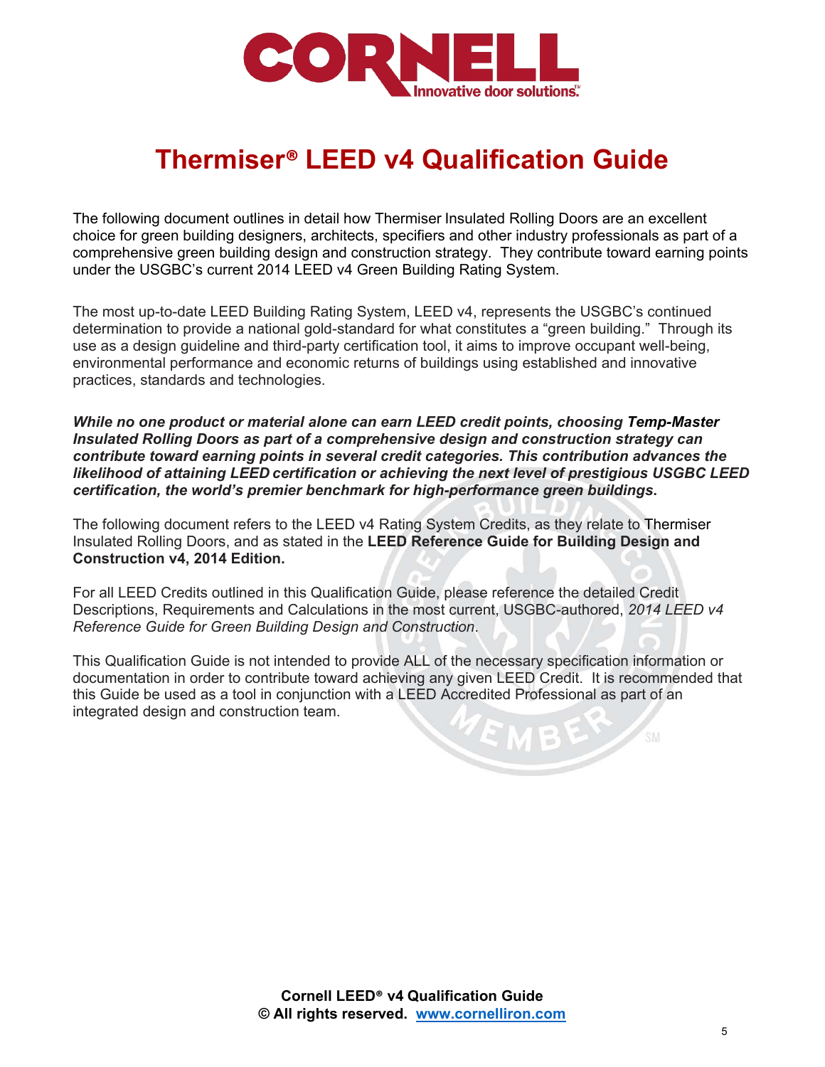# Thermiser® LEED v4 Qualification Guide

The following document outlines in detail how Thermiser Insulated Rolling Doors are an excellent choice for green building designers, architects, specifiers and other industry professionals as part of a comprehensive green building design and construction strategy. They contribute toward earning points under the USGBC's current 2014 LEED v4 Green Building Rating System.

The most up-to-date LEED Building Rating System, LEED v4, represents the USGBC's continued determination to provide a national gold-standard for what constitutes a "green building." Through its use as a design guideline and third-party certification tool, it aims to improve occupant well-being, environmental performance and economic returns of buildings using established and innovative practices, standards and technologies.

***While no one product or material alone can earn LEED credit points, choosing Temp-Master Insulated Rolling Doors as part of a comprehensive design and construction strategy can contribute toward earning points in several credit categories. This contribution advances the likelihood of attaining LEED certification or achieving the next level of prestigious USGBC LEED certification, the world's premier benchmark for high-performance green buildings.***

The following document refers to the LEED v4 Rating System Credits, as they relate to Thermiser Insulated Rolling Doors, and as stated in the **LEED Reference Guide for Building Design and Construction v4, 2014 Edition.**

For all LEED Credits outlined in this Qualification Guide, please reference the detailed Credit Descriptions, Requirements and Calculations in the most current, USGBC-authored, *2014 LEED v4 Reference Guide for Green Building Design and Construction*.

This Qualification Guide is not intended to provide ALL of the necessary specification information or documentation in order to contribute toward achieving any given LEED Credit. It is recommended that this Guide be used as a tool in conjunction with a LEED Accredited Professional as part of an integrated design and construction team.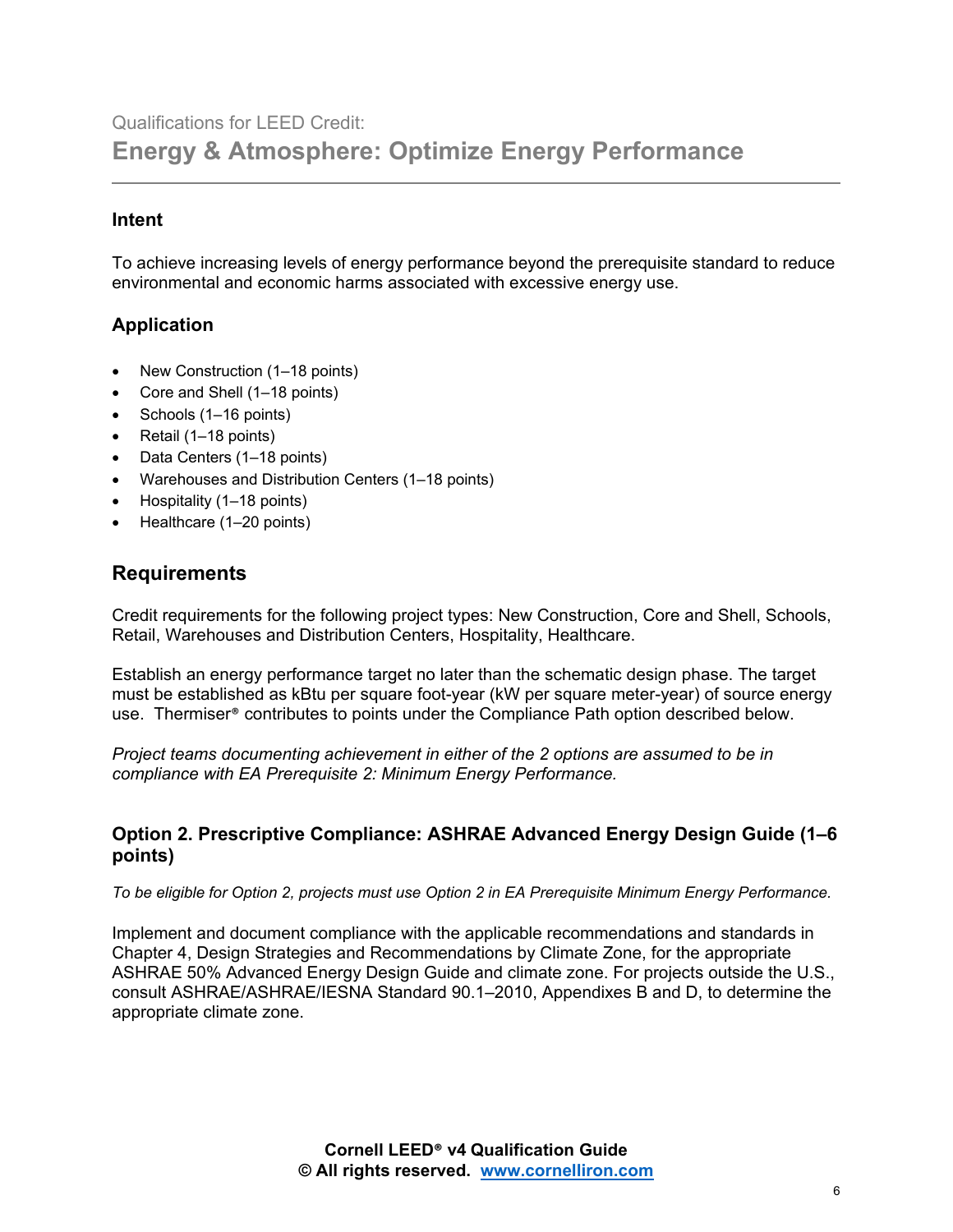Qualifications for LEED Credit:

# Energy & Atmosphere: Optimize Energy Performance

## Intent

To achieve increasing levels of energy performance beyond the prerequisite standard to reduce environmental and economic harms associated with excessive energy use.

## Application

- New Construction (1–18 points)
- Core and Shell (1–18 points)
- Schools (1–16 points)
- Retail (1–18 points)
- Data Centers (1–18 points)
- Warehouses and Distribution Centers (1–18 points)
- Hospitality (1–18 points)
- Healthcare (1–20 points)

## Requirements

Credit requirements for the following project types: New Construction, Core and Shell, Schools, Retail, Warehouses and Distribution Centers, Hospitality, Healthcare.

Establish an energy performance target no later than the schematic design phase. The target must be established as kBtu per square foot-year (kW per square meter-year) of source energy use. Thermiser® contributes to points under the Compliance Path option described below.

*Project teams documenting achievement in either of the 2 options are assumed to be in compliance with EA Prerequisite 2: Minimum Energy Performance.*

### Option 2. Prescriptive Compliance: ASHRAE Advanced Energy Design Guide (1–6 points)

*To be eligible for Option 2, projects must use Option 2 in EA Prerequisite Minimum Energy Performance.*

Implement and document compliance with the applicable recommendations and standards in Chapter 4, Design Strategies and Recommendations by Climate Zone, for the appropriate ASHRAE 50% Advanced Energy Design Guide and climate zone. For projects outside the U.S., consult ASHRAE/ASHRAE/IESNA Standard 90.1–2010, Appendixes B and D, to determine the appropriate climate zone.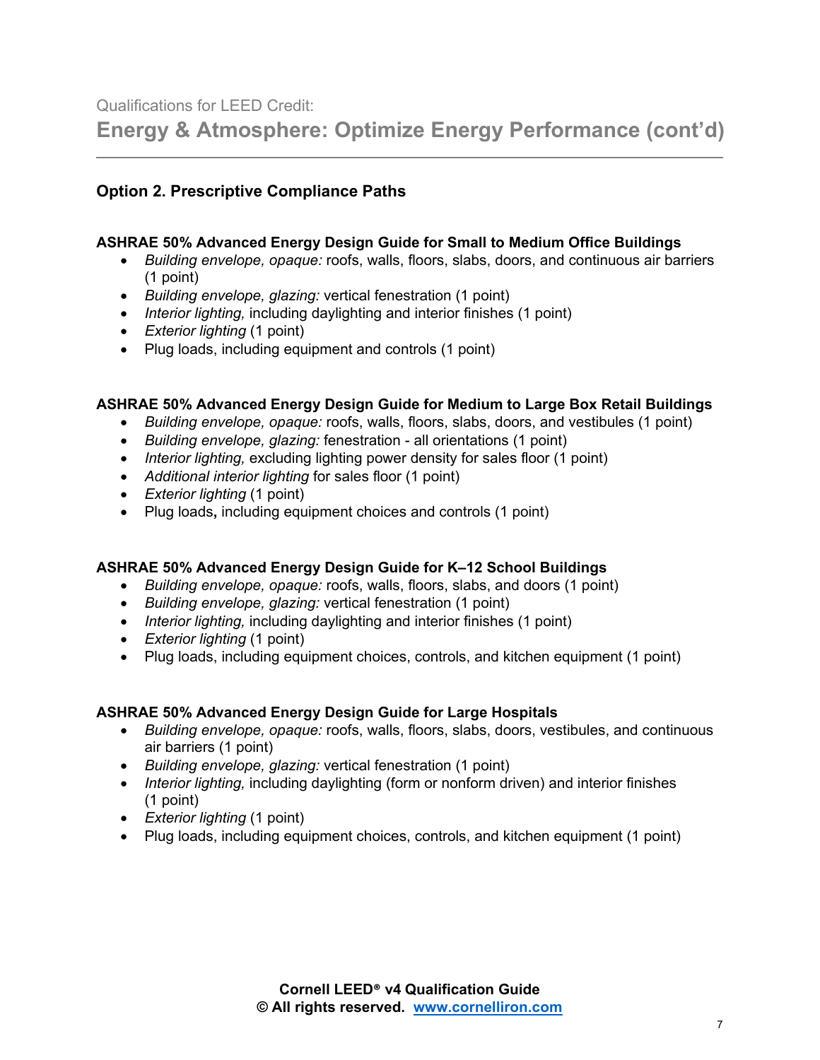Qualifications for LEED Credit:

# Energy & Atmosphere: Optimize Energy Performance (cont'd)

## Option 2. Prescriptive Compliance Paths

### ASHRAE 50% Advanced Energy Design Guide for Small to Medium Office Buildings

- *Building envelope, opaque:* roofs, walls, floors, slabs, doors, and continuous air barriers (1 point)
- *Building envelope, glazing:* vertical fenestration (1 point)
- *Interior lighting,* including daylighting and interior finishes (1 point)
- *Exterior lighting* (1 point)
- Plug loads, including equipment and controls (1 point)

### ASHRAE 50% Advanced Energy Design Guide for Medium to Large Box Retail Buildings

- *Building envelope, opaque:* roofs, walls, floors, slabs, doors, and vestibules (1 point)
- *Building envelope, glazing:* fenestration - all orientations (1 point)
- *Interior lighting,* excluding lighting power density for sales floor (1 point)
- *Additional interior lighting* for sales floor (1 point)
- *Exterior lighting* (1 point)
- Plug loads**,** including equipment choices and controls (1 point)

### ASHRAE 50% Advanced Energy Design Guide for K–12 School Buildings

- *Building envelope, opaque:* roofs, walls, floors, slabs, and doors (1 point)
- *Building envelope, glazing:* vertical fenestration (1 point)
- *Interior lighting,* including daylighting and interior finishes (1 point)
- *Exterior lighting* (1 point)
- Plug loads, including equipment choices, controls, and kitchen equipment (1 point)

### ASHRAE 50% Advanced Energy Design Guide for Large Hospitals

- *Building envelope, opaque:* roofs, walls, floors, slabs, doors, vestibules, and continuous air barriers (1 point)
- *Building envelope, glazing:* vertical fenestration (1 point)
- *Interior lighting,* including daylighting (form or nonform driven) and interior finishes (1 point)
- *Exterior lighting* (1 point)
- Plug loads, including equipment choices, controls, and kitchen equipment (1 point)

**Cornell LEED® v4 Qualification Guide**
**© All rights reserved. [www.cornelliron.com](http://www.cornelliron.com)**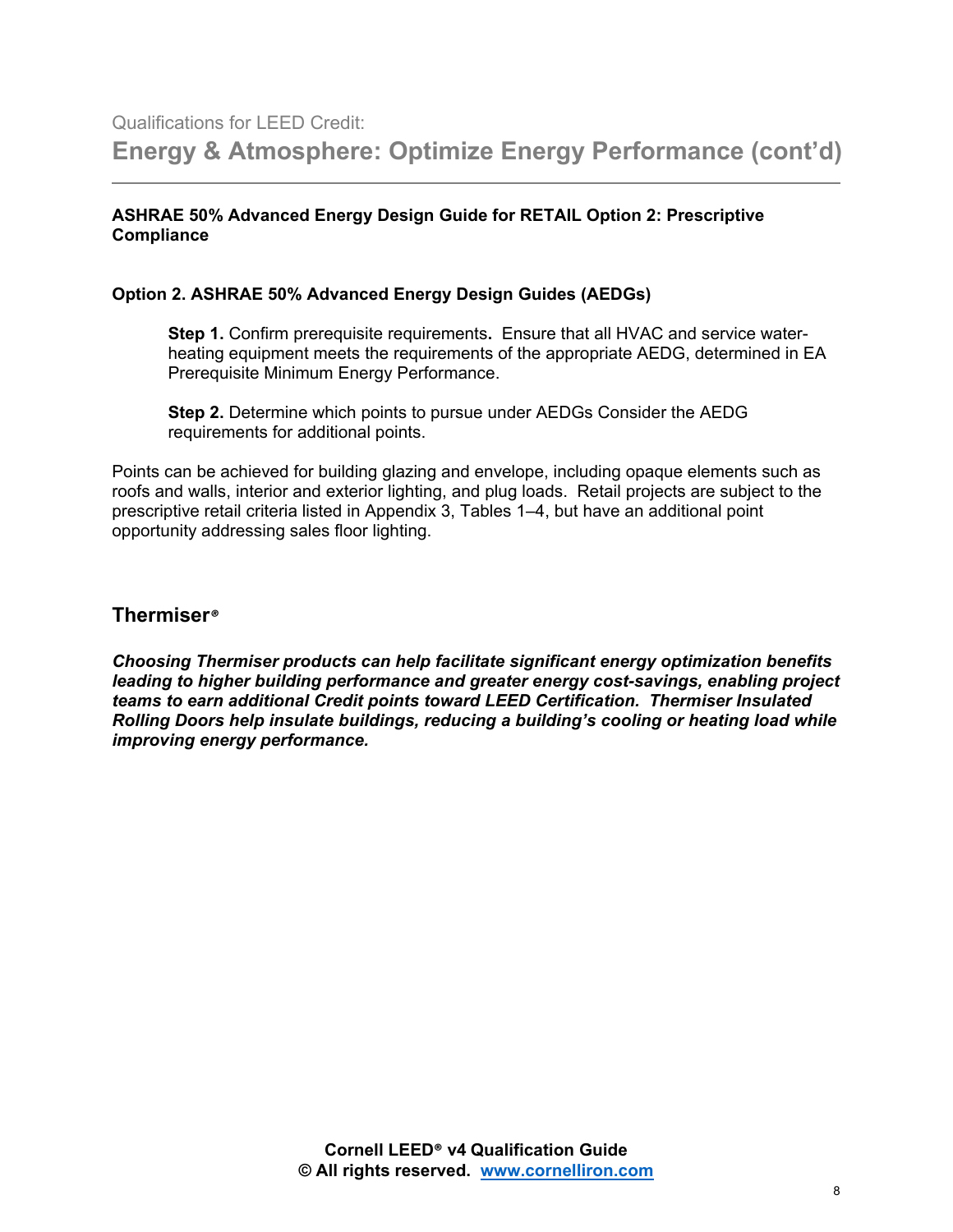Qualifications for LEED Credit:

## Energy & Atmosphere: Optimize Energy Performance (cont'd)

**ASHRAE 50% Advanced Energy Design Guide for RETAIL Option 2: Prescriptive Compliance**

**Option 2. ASHRAE 50% Advanced Energy Design Guides (AEDGs)**

> **Step 1.** Confirm prerequisite requirements**.** Ensure that all HVAC and service water-heating equipment meets the requirements of the appropriate AEDG, determined in EA Prerequisite Minimum Energy Performance.
>
> **Step 2.** Determine which points to pursue under AEDGs Consider the AEDG requirements for additional points.

Points can be achieved for building glazing and envelope, including opaque elements such as roofs and walls, interior and exterior lighting, and plug loads. Retail projects are subject to the prescriptive retail criteria listed in Appendix 3, Tables 1–4, but have an additional point opportunity addressing sales floor lighting.

### Thermiser®

***Choosing Thermiser products can help facilitate significant energy optimization benefits leading to higher building performance and greater energy cost-savings, enabling project teams to earn additional Credit points toward LEED Certification. Thermiser Insulated Rolling Doors help insulate buildings, reducing a building's cooling or heating load while improving energy performance.***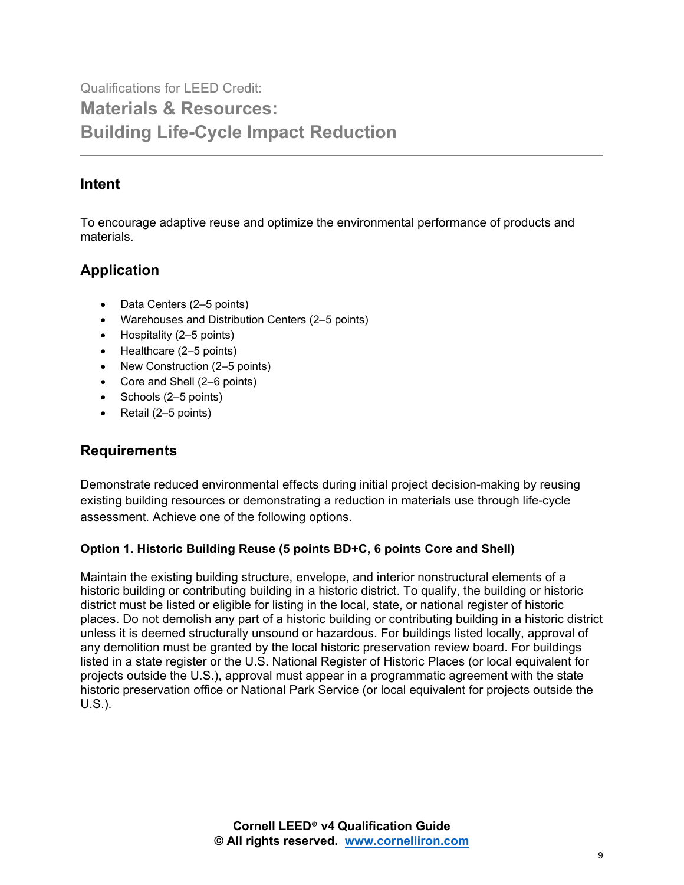Qualifications for LEED Credit:

# Materials & Resources: Building Life-Cycle Impact Reduction

## Intent

To encourage adaptive reuse and optimize the environmental performance of products and materials.

## Application

- Data Centers (2–5 points)
- Warehouses and Distribution Centers (2–5 points)
- Hospitality (2–5 points)
- Healthcare (2–5 points)
- New Construction (2–5 points)
- Core and Shell (2–6 points)
- Schools (2–5 points)
- Retail (2–5 points)

## Requirements

Demonstrate reduced environmental effects during initial project decision-making by reusing existing building resources or demonstrating a reduction in materials use through life-cycle assessment. Achieve one of the following options.

### Option 1. Historic Building Reuse (5 points BD+C, 6 points Core and Shell)

Maintain the existing building structure, envelope, and interior nonstructural elements of a historic building or contributing building in a historic district. To qualify, the building or historic district must be listed or eligible for listing in the local, state, or national register of historic places. Do not demolish any part of a historic building or contributing building in a historic district unless it is deemed structurally unsound or hazardous. For buildings listed locally, approval of any demolition must be granted by the local historic preservation review board. For buildings listed in a state register or the U.S. National Register of Historic Places (or local equivalent for projects outside the U.S.), approval must appear in a programmatic agreement with the state historic preservation office or National Park Service (or local equivalent for projects outside the U.S.).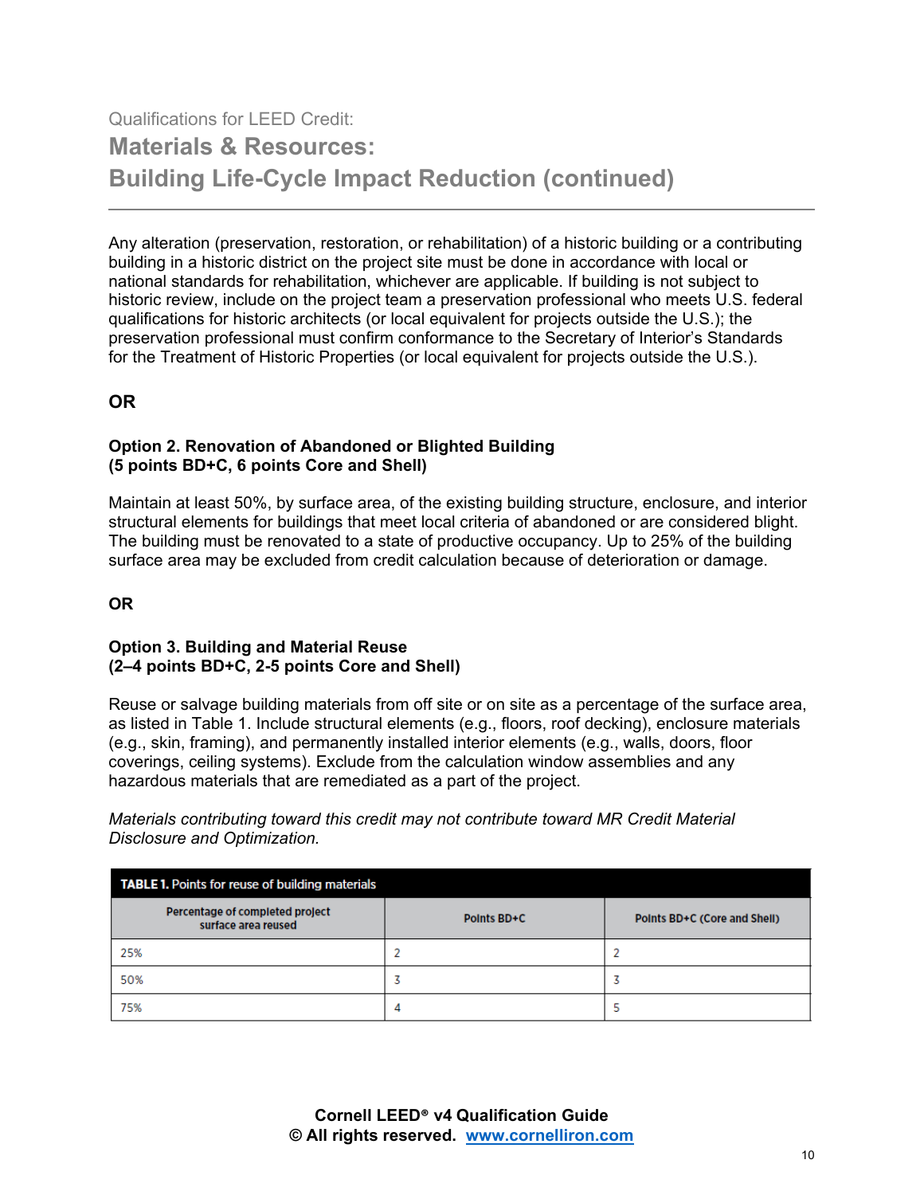Qualifications for LEED Credit:

# Materials & Resources: Building Life-Cycle Impact Reduction (continued)

Any alteration (preservation, restoration, or rehabilitation) of a historic building or a contributing building in a historic district on the project site must be done in accordance with local or national standards for rehabilitation, whichever are applicable. If building is not subject to historic review, include on the project team a preservation professional who meets U.S. federal qualifications for historic architects (or local equivalent for projects outside the U.S.); the preservation professional must confirm conformance to the Secretary of Interior's Standards for the Treatment of Historic Properties (or local equivalent for projects outside the U.S.).

**OR**

**Option 2. Renovation of Abandoned or Blighted Building**
**(5 points BD+C, 6 points Core and Shell)**

Maintain at least 50%, by surface area, of the existing building structure, enclosure, and interior structural elements for buildings that meet local criteria of abandoned or are considered blight. The building must be renovated to a state of productive occupancy. Up to 25% of the building surface area may be excluded from credit calculation because of deterioration or damage.

**OR**

**Option 3. Building and Material Reuse**
**(2–4 points BD+C, 2-5 points Core and Shell)**

Reuse or salvage building materials from off site or on site as a percentage of the surface area, as listed in Table 1. Include structural elements (e.g., floors, roof decking), enclosure materials (e.g., skin, framing), and permanently installed interior elements (e.g., walls, doors, floor coverings, ceiling systems). Exclude from the calculation window assemblies and any hazardous materials that are remediated as a part of the project.

*Materials contributing toward this credit may not contribute toward MR Credit Material Disclosure and Optimization.*

**TABLE 1.** Points for reuse of building materials

| Percentage of completed project surface area reused | Points BD+C | Points BD+C (Core and Shell) |
|---|---|---|
| 25% | 2 | 2 |
| 50% | 3 | 3 |
| 75% | 4 | 5 |

**Cornell LEED® v4 Qualification Guide**
**© All rights reserved. www.cornelliron.com**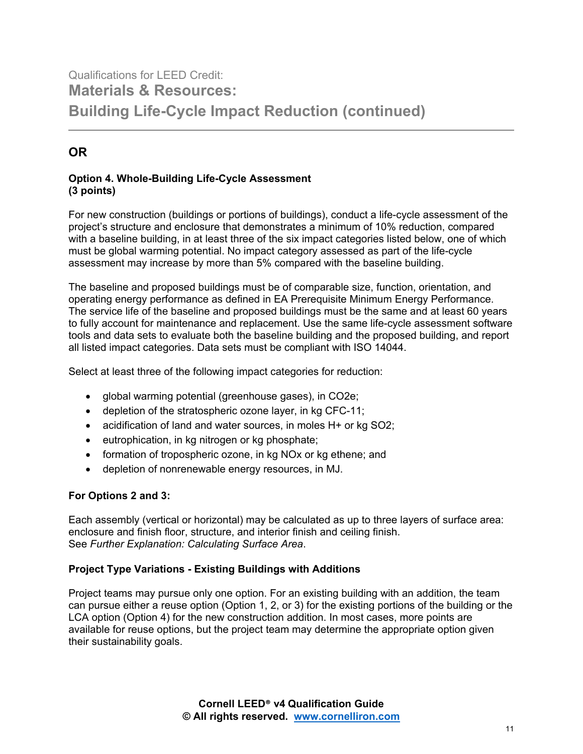Qualifications for LEED Credit:

## Materials & Resources: Building Life-Cycle Impact Reduction (continued)

### OR

**Option 4. Whole-Building Life-Cycle Assessment**
**(3 points)**

For new construction (buildings or portions of buildings), conduct a life-cycle assessment of the project's structure and enclosure that demonstrates a minimum of 10% reduction, compared with a baseline building, in at least three of the six impact categories listed below, one of which must be global warming potential. No impact category assessed as part of the life-cycle assessment may increase by more than 5% compared with the baseline building.

The baseline and proposed buildings must be of comparable size, function, orientation, and operating energy performance as defined in EA Prerequisite Minimum Energy Performance. The service life of the baseline and proposed buildings must be the same and at least 60 years to fully account for maintenance and replacement. Use the same life-cycle assessment software tools and data sets to evaluate both the baseline building and the proposed building, and report all listed impact categories. Data sets must be compliant with ISO 14044.

Select at least three of the following impact categories for reduction:

- global warming potential (greenhouse gases), in $CO_2e$;
- depletion of the stratospheric ozone layer, in kg CFC-11;
- acidification of land and water sources, in moles $H^+$ or kg $SO_2$;
- eutrophication, in kg nitrogen or kg phosphate;
- formation of tropospheric ozone, in kg $NO_x$ or kg ethene; and
- depletion of nonrenewable energy resources, in MJ.

**For Options 2 and 3:**

Each assembly (vertical or horizontal) may be calculated as up to three layers of surface area: enclosure and finish floor, structure, and interior finish and ceiling finish.
See *Further Explanation: Calculating Surface Area*.

**Project Type Variations - Existing Buildings with Additions**

Project teams may pursue only one option. For an existing building with an addition, the team can pursue either a reuse option (Option 1, 2, or 3) for the existing portions of the building or the LCA option (Option 4) for the new construction addition. In most cases, more points are available for reuse options, but the project team may determine the appropriate option given their sustainability goals.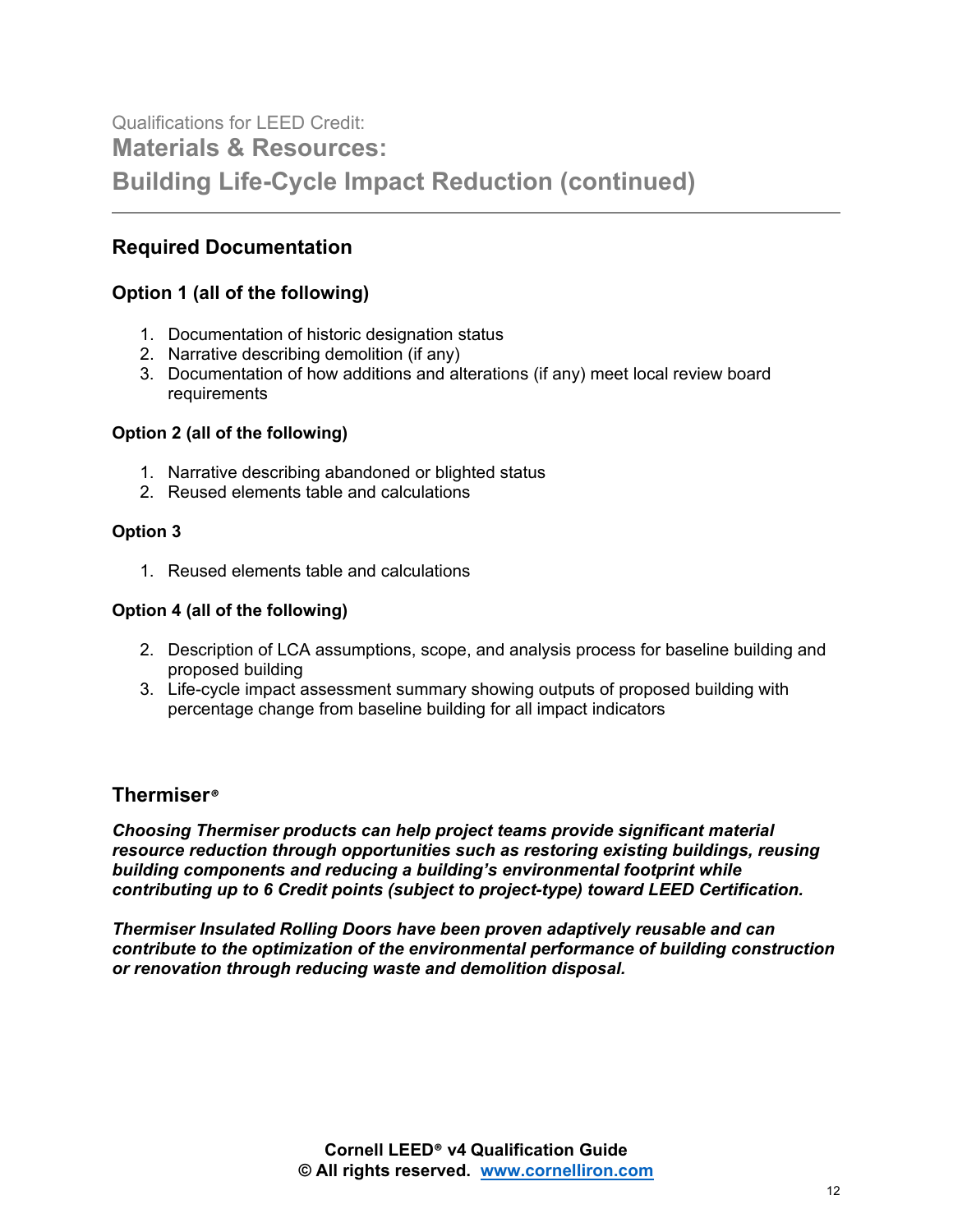Qualifications for LEED Credit:

# Materials & Resources: Building Life-Cycle Impact Reduction (continued)

---

## Required Documentation

### Option 1 (all of the following)

1. Documentation of historic designation status
2. Narrative describing demolition (if any)
3. Documentation of how additions and alterations (if any) meet local review board requirements

**Option 2 (all of the following)**

1. Narrative describing abandoned or blighted status
2. Reused elements table and calculations

**Option 3**

1. Reused elements table and calculations

**Option 4 (all of the following)**

2. Description of LCA assumptions, scope, and analysis process for baseline building and proposed building
3. Life-cycle impact assessment summary showing outputs of proposed building with percentage change from baseline building for all impact indicators

## Thermiser®

***Choosing Thermiser products can help project teams provide significant material resource reduction through opportunities such as restoring existing buildings, reusing building components and reducing a building's environmental footprint while contributing up to 6 Credit points (subject to project-type) toward LEED Certification.***

***Thermiser Insulated Rolling Doors have been proven adaptively reusable and can contribute to the optimization of the environmental performance of building construction or renovation through reducing waste and demolition disposal.***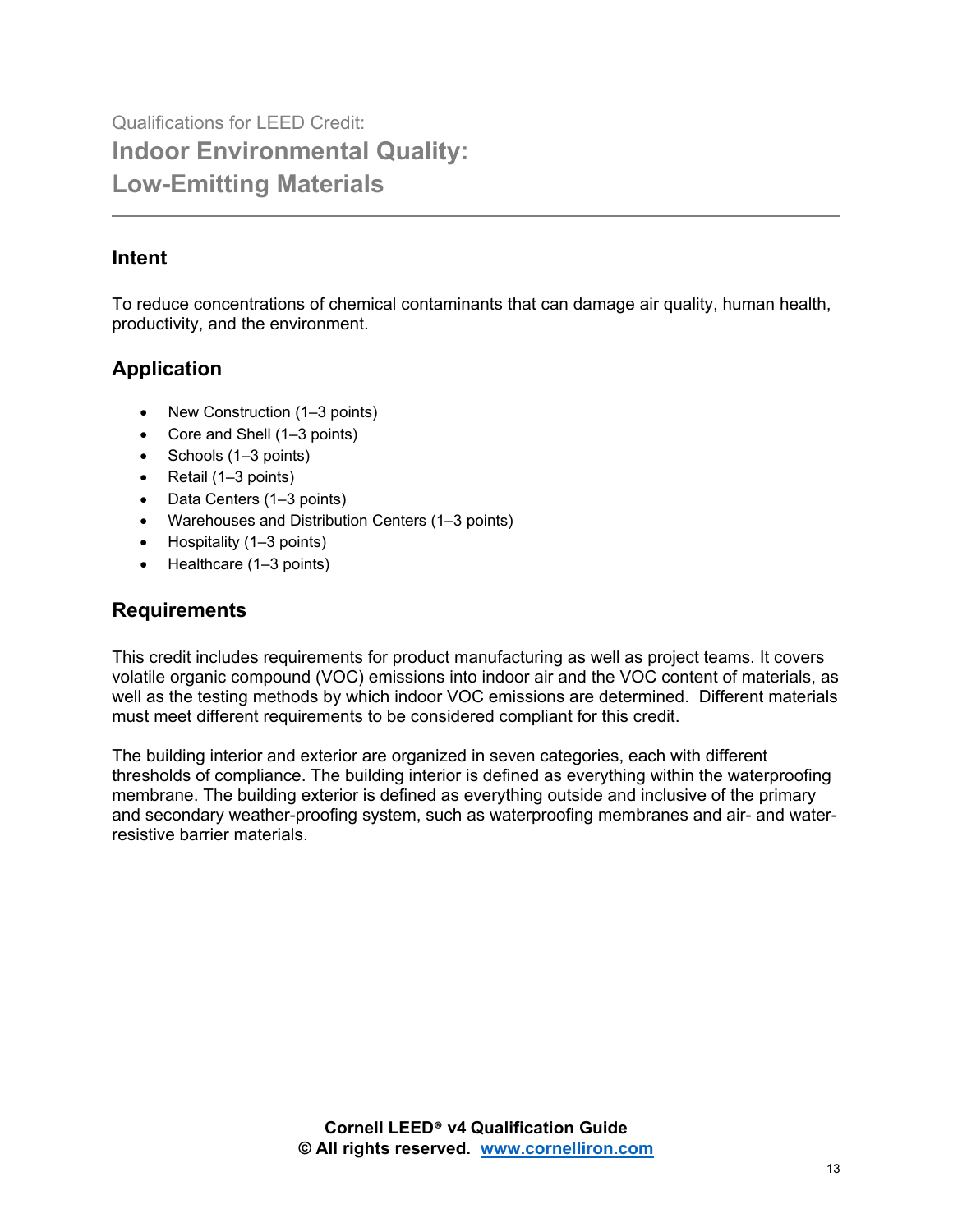Qualifications for LEED Credit:

# Indoor Environmental Quality: Low-Emitting Materials

## Intent

To reduce concentrations of chemical contaminants that can damage air quality, human health, productivity, and the environment.

## Application

- New Construction (1–3 points)
- Core and Shell (1–3 points)
- Schools (1–3 points)
- Retail (1–3 points)
- Data Centers (1–3 points)
- Warehouses and Distribution Centers (1–3 points)
- Hospitality (1–3 points)
- Healthcare (1–3 points)

## Requirements

This credit includes requirements for product manufacturing as well as project teams. It covers volatile organic compound (VOC) emissions into indoor air and the VOC content of materials, as well as the testing methods by which indoor VOC emissions are determined. Different materials must meet different requirements to be considered compliant for this credit.

The building interior and exterior are organized in seven categories, each with different thresholds of compliance. The building interior is defined as everything within the waterproofing membrane. The building exterior is defined as everything outside and inclusive of the primary and secondary weather-proofing system, such as waterproofing membranes and air- and water-resistive barrier materials.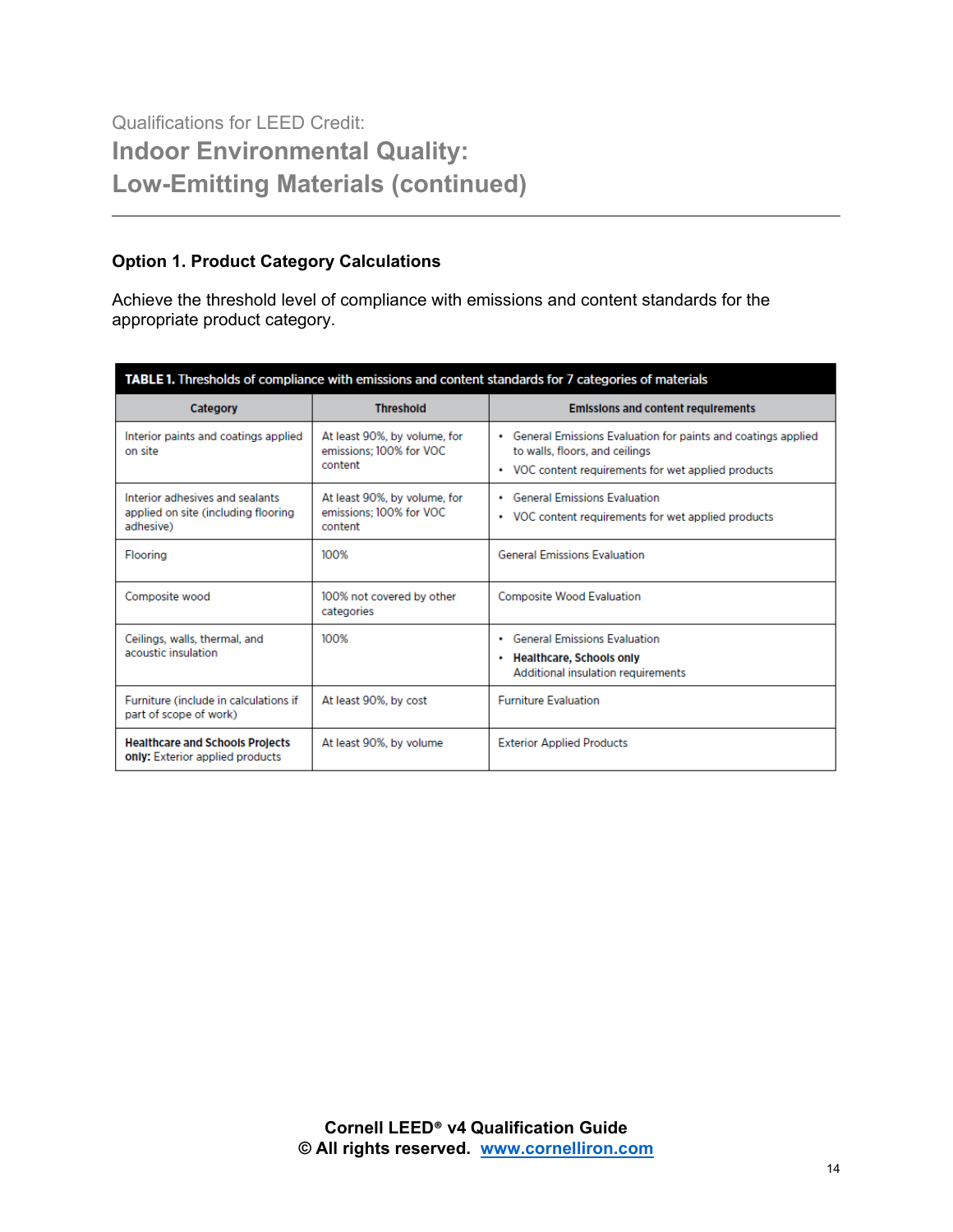Qualifications for LEED Credit:

# Indoor Environmental Quality: Low-Emitting Materials (continued)

### Option 1. Product Category Calculations

Achieve the threshold level of compliance with emissions and content standards for the appropriate product category.

**TABLE 1.** Thresholds of compliance with emissions and content standards for 7 categories of materials

| Category | Threshold | Emissions and content requirements |
|---|---|---|
| Interior paints and coatings applied on site | At least 90%, by volume, for emissions; 100% for VOC content | • General Emissions Evaluation for paints and coatings applied to walls, floors, and ceilings<br>• VOC content requirements for wet applied products |
| Interior adhesives and sealants applied on site (including flooring adhesive) | At least 90%, by volume, for emissions; 100% for VOC content | • General Emissions Evaluation<br>• VOC content requirements for wet applied products |
| Flooring | 100% | General Emissions Evaluation |
| Composite wood | 100% not covered by other categories | Composite Wood Evaluation |
| Ceilings, walls, thermal, and acoustic insulation | 100% | • General Emissions Evaluation<br>• **Healthcare, Schools only** Additional insulation requirements |
| Furniture (include in calculations if part of scope of work) | At least 90%, by cost | Furniture Evaluation |
| **Healthcare and Schools Projects only:** Exterior applied products | At least 90%, by volume | Exterior Applied Products |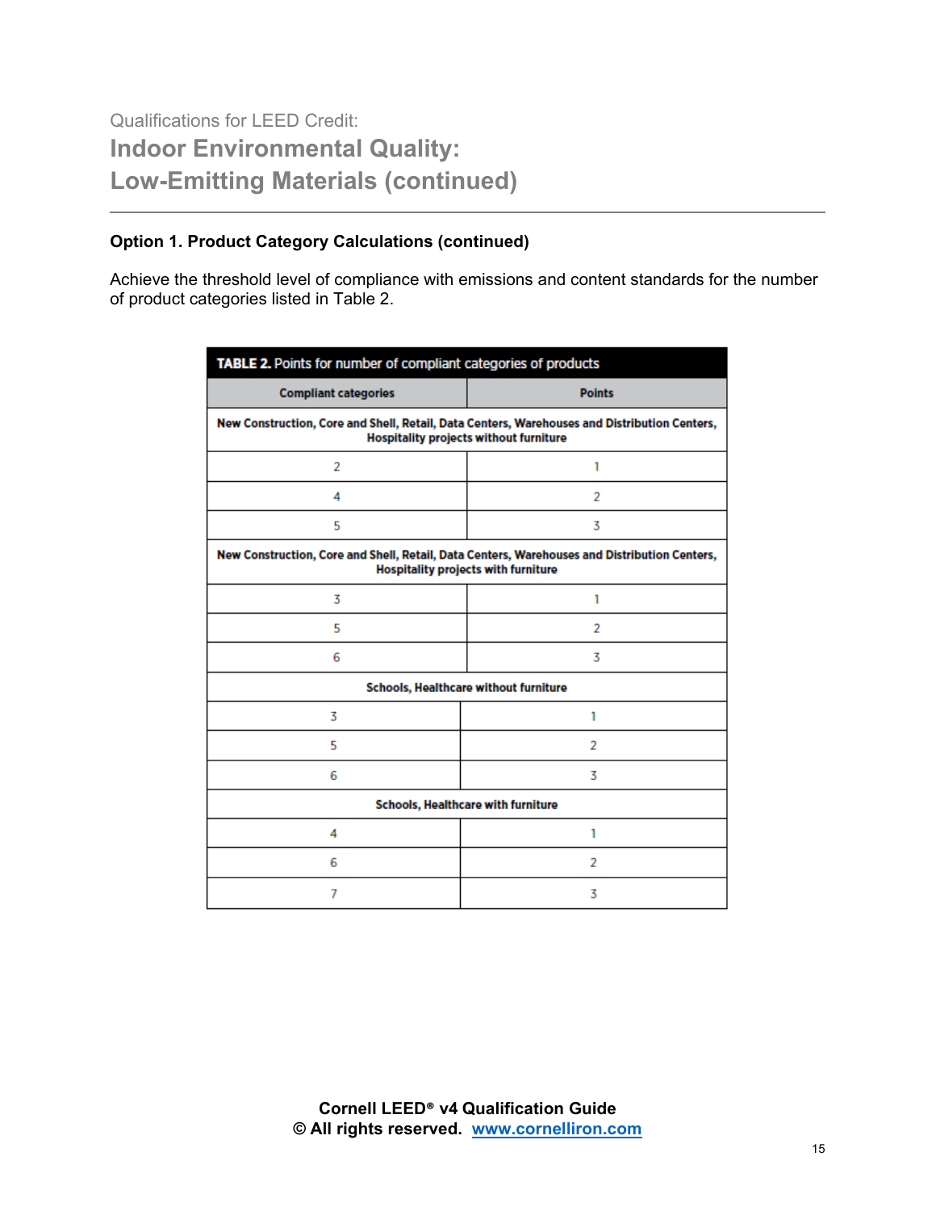Qualifications for LEED Credit:

## Indoor Environmental Quality: Low-Emitting Materials (continued)

### Option 1. Product Category Calculations (continued)

Achieve the threshold level of compliance with emissions and content standards for the number of product categories listed in Table 2.

**TABLE 2.** Points for number of compliant categories of products

| Compliant categories | Points |
| --- | --- |
| **New Construction, Core and Shell, Retail, Data Centers, Warehouses and Distribution Centers, Hospitality projects without furniture** | |
| 2 | 1 |
| 4 | 2 |
| 5 | 3 |
| **New Construction, Core and Shell, Retail, Data Centers, Warehouses and Distribution Centers, Hospitality projects with furniture** | |
| 3 | 1 |
| 5 | 2 |
| 6 | 3 |
| **Schools, Healthcare without furniture** | |
| 3 | 1 |
| 5 | 2 |
| 6 | 3 |
| **Schools, Healthcare with furniture** | |
| 4 | 1 |
| 6 | 2 |
| 7 | 3 |

**Cornell LEED® v4 Qualification Guide**
**© All rights reserved. www.cornelliron.com**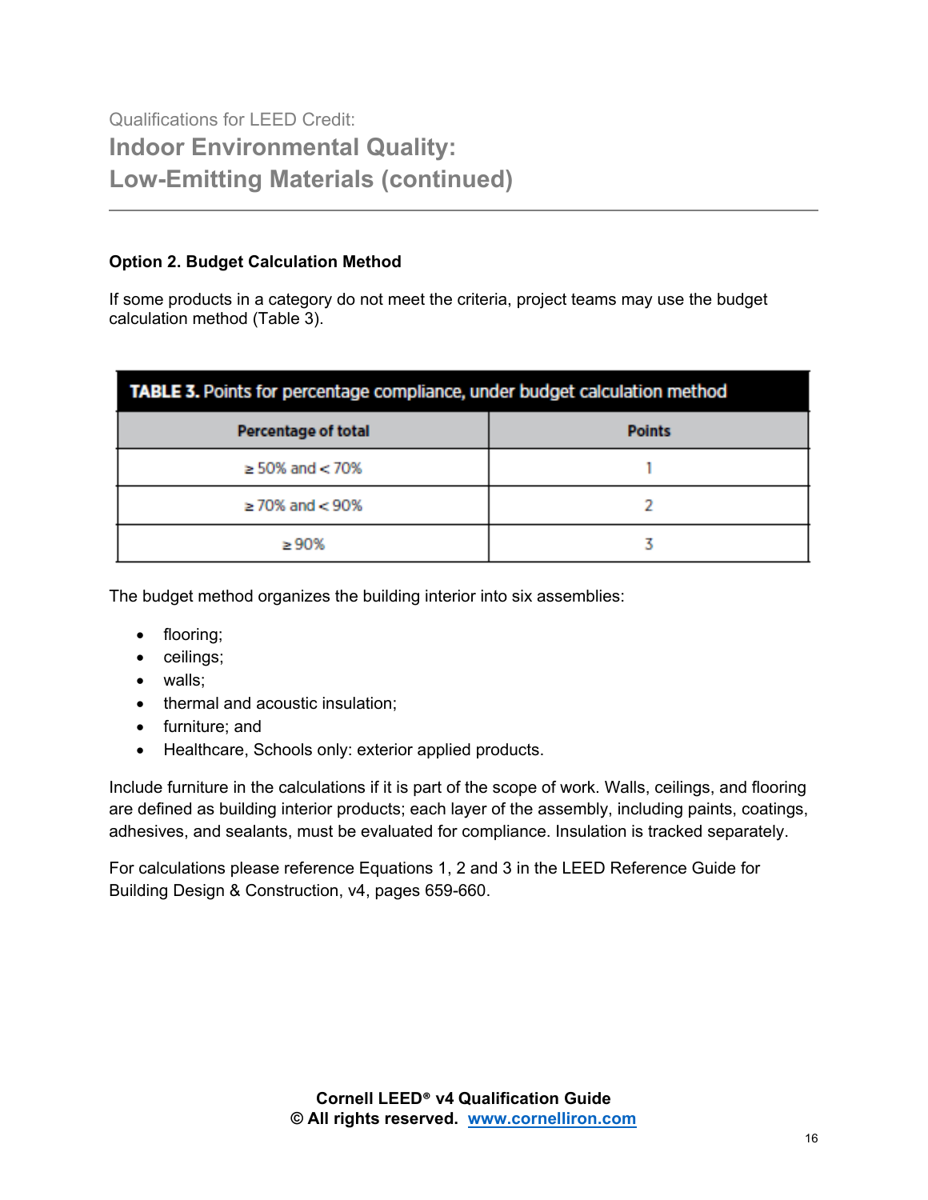Qualifications for LEED Credit:

# Indoor Environmental Quality: Low-Emitting Materials (continued)

**Option 2. Budget Calculation Method**

If some products in a category do not meet the criteria, project teams may use the budget calculation method (Table 3).

**TABLE 3.** Points for percentage compliance, under budget calculation method

| Percentage of total | Points |
| --- | --- |
| ≥ 50% and < 70% | 1 |
| ≥ 70% and < 90% | 2 |
| ≥ 90% | 3 |

The budget method organizes the building interior into six assemblies:

- flooring;
- ceilings;
- walls;
- thermal and acoustic insulation;
- furniture; and
- Healthcare, Schools only: exterior applied products.

Include furniture in the calculations if it is part of the scope of work. Walls, ceilings, and flooring are defined as building interior products; each layer of the assembly, including paints, coatings, adhesives, and sealants, must be evaluated for compliance. Insulation is tracked separately.

For calculations please reference Equations 1, 2 and 3 in the LEED Reference Guide for Building Design & Construction, v4, pages 659-660.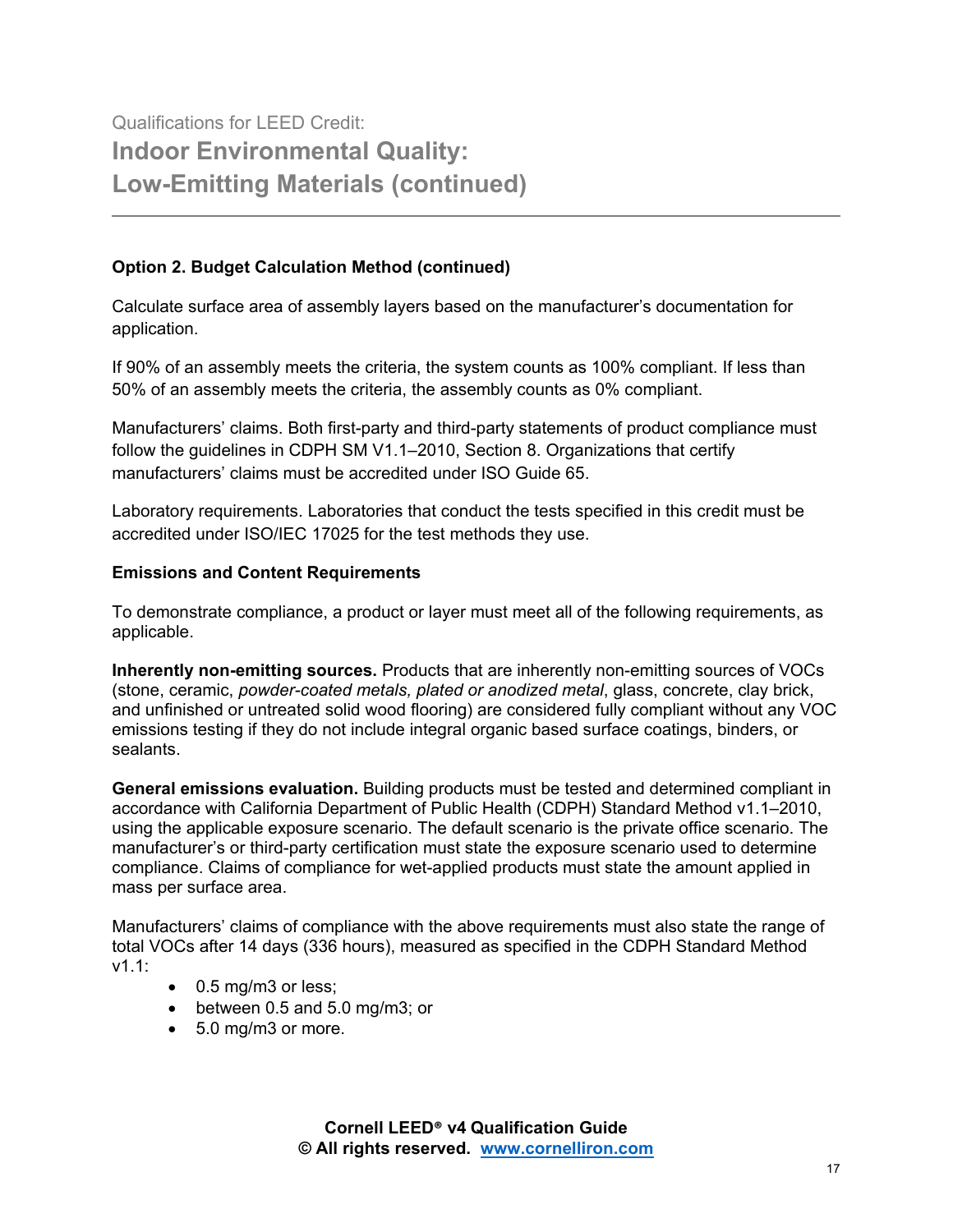Qualifications for LEED Credit:

# Indoor Environmental Quality: Low-Emitting Materials (continued)

**Option 2. Budget Calculation Method (continued)**

Calculate surface area of assembly layers based on the manufacturer's documentation for application.

If 90% of an assembly meets the criteria, the system counts as 100% compliant. If less than 50% of an assembly meets the criteria, the assembly counts as 0% compliant.

Manufacturers' claims. Both first-party and third-party statements of product compliance must follow the guidelines in CDPH SM V1.1–2010, Section 8. Organizations that certify manufacturers' claims must be accredited under ISO Guide 65.

Laboratory requirements. Laboratories that conduct the tests specified in this credit must be accredited under ISO/IEC 17025 for the test methods they use.

**Emissions and Content Requirements**

To demonstrate compliance, a product or layer must meet all of the following requirements, as applicable.

**Inherently non-emitting sources.** Products that are inherently non-emitting sources of VOCs (stone, ceramic, *powder-coated metals, plated or anodized metal*, glass, concrete, clay brick, and unfinished or untreated solid wood flooring) are considered fully compliant without any VOC emissions testing if they do not include integral organic based surface coatings, binders, or sealants.

**General emissions evaluation.** Building products must be tested and determined compliant in accordance with California Department of Public Health (CDPH) Standard Method v1.1–2010, using the applicable exposure scenario. The default scenario is the private office scenario. The manufacturer's or third-party certification must state the exposure scenario used to determine compliance. Claims of compliance for wet-applied products must state the amount applied in mass per surface area.

Manufacturers' claims of compliance with the above requirements must also state the range of total VOCs after 14 days (336 hours), measured as specified in the CDPH Standard Method v1.1:

- 0.5 mg/m3 or less;
- between 0.5 and 5.0 mg/m3; or
- 5.0 mg/m3 or more.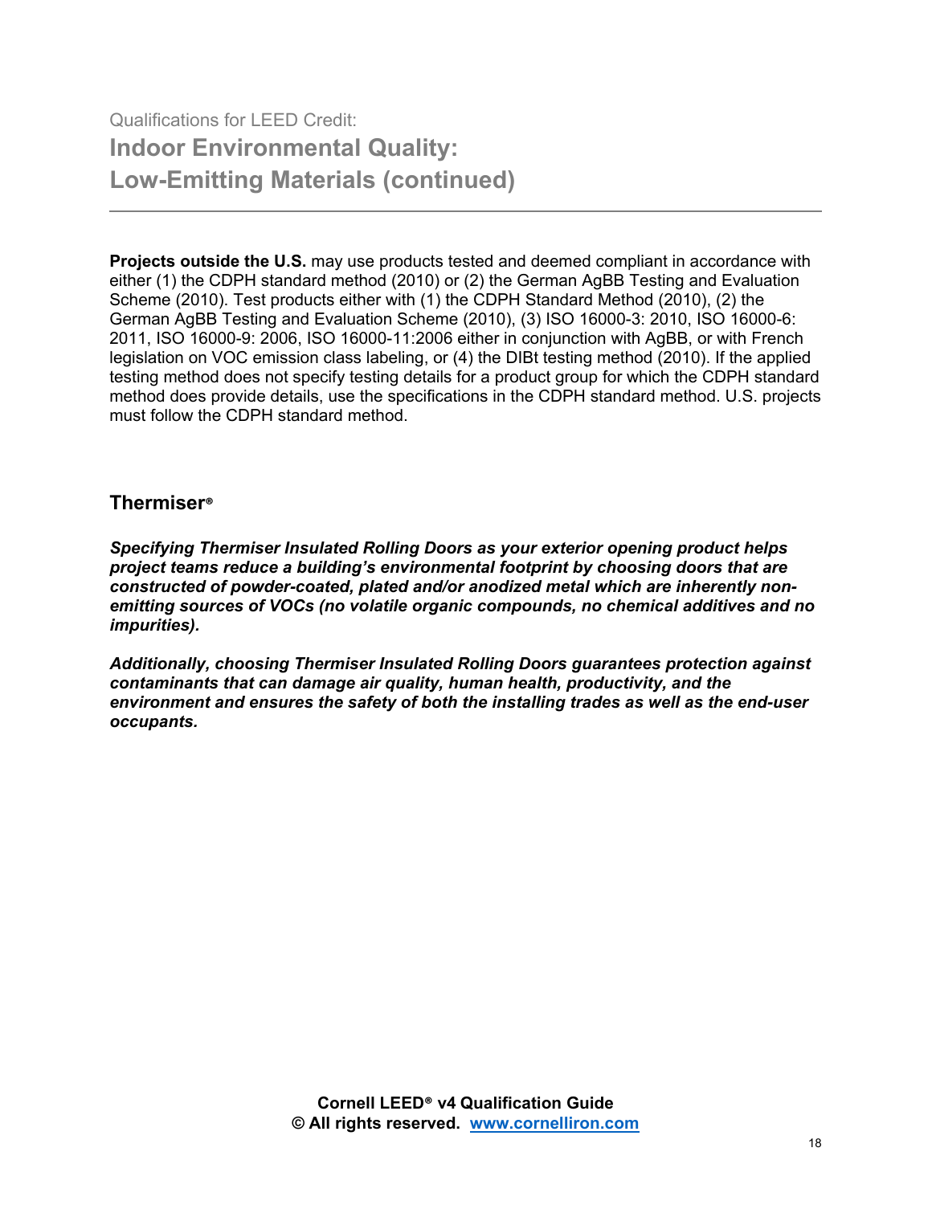Qualifications for LEED Credit:

# Indoor Environmental Quality: Low-Emitting Materials (continued)

**Projects outside the U.S.** may use products tested and deemed compliant in accordance with either (1) the CDPH standard method (2010) or (2) the German AgBB Testing and Evaluation Scheme (2010). Test products either with (1) the CDPH Standard Method (2010), (2) the German AgBB Testing and Evaluation Scheme (2010), (3) ISO 16000-3: 2010, ISO 16000-6: 2011, ISO 16000-9: 2006, ISO 16000-11:2006 either in conjunction with AgBB, or with French legislation on VOC emission class labeling, or (4) the DIBt testing method (2010). If the applied testing method does not specify testing details for a product group for which the CDPH standard method does provide details, use the specifications in the CDPH standard method. U.S. projects must follow the CDPH standard method.

## Thermiser®

***Specifying Thermiser Insulated Rolling Doors as your exterior opening product helps project teams reduce a building's environmental footprint by choosing doors that are constructed of powder-coated, plated and/or anodized metal which are inherently non-emitting sources of VOCs (no volatile organic compounds, no chemical additives and no impurities).***

***Additionally, choosing Thermiser Insulated Rolling Doors guarantees protection against contaminants that can damage air quality, human health, productivity, and the environment and ensures the safety of both the installing trades as well as the end-user occupants.***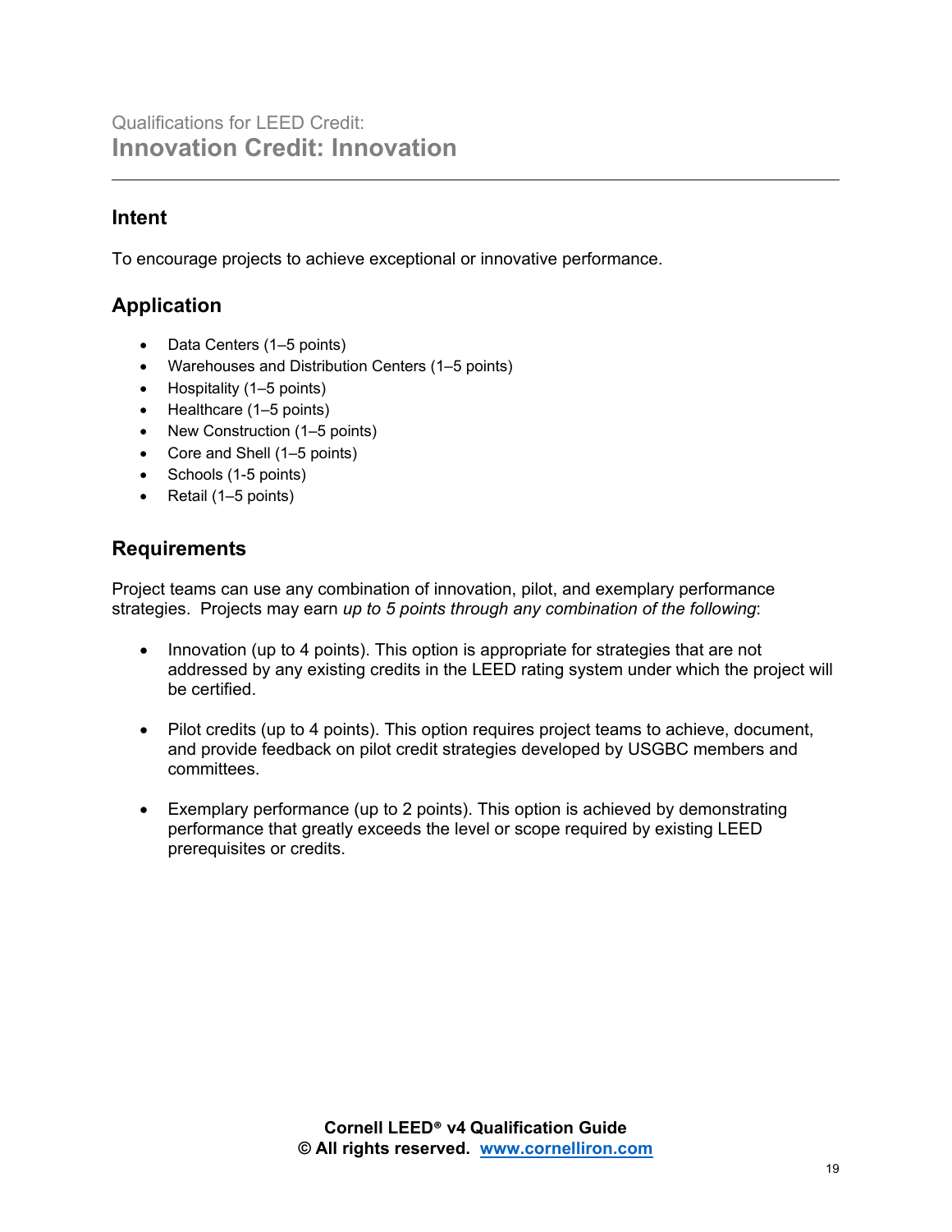Qualifications for LEED Credit:

# Innovation Credit: Innovation

## Intent

To encourage projects to achieve exceptional or innovative performance.

## Application

- Data Centers (1–5 points)
- Warehouses and Distribution Centers (1–5 points)
- Hospitality (1–5 points)
- Healthcare (1–5 points)
- New Construction (1–5 points)
- Core and Shell (1–5 points)
- Schools (1-5 points)
- Retail (1–5 points)

## Requirements

Project teams can use any combination of innovation, pilot, and exemplary performance strategies. Projects may earn *up to 5 points through any combination of the following*:

- Innovation (up to 4 points). This option is appropriate for strategies that are not addressed by any existing credits in the LEED rating system under which the project will be certified.

- Pilot credits (up to 4 points). This option requires project teams to achieve, document, and provide feedback on pilot credit strategies developed by USGBC members and committees.

- Exemplary performance (up to 2 points). This option is achieved by demonstrating performance that greatly exceeds the level or scope required by existing LEED prerequisites or credits.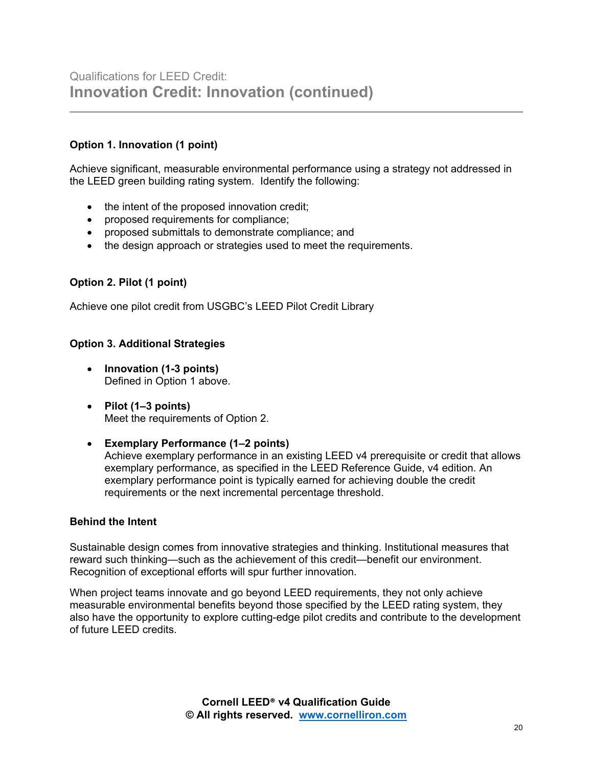Qualifications for LEED Credit:

## Innovation Credit: Innovation (continued)

**Option 1. Innovation (1 point)**

Achieve significant, measurable environmental performance using a strategy not addressed in the LEED green building rating system. Identify the following:

- the intent of the proposed innovation credit;
- proposed requirements for compliance;
- proposed submittals to demonstrate compliance; and
- the design approach or strategies used to meet the requirements.

**Option 2. Pilot (1 point)**

Achieve one pilot credit from USGBC's LEED Pilot Credit Library

**Option 3. Additional Strategies**

- **Innovation (1-3 points)**
  Defined in Option 1 above.

- **Pilot (1–3 points)**
  Meet the requirements of Option 2.

- **Exemplary Performance (1–2 points)**
  Achieve exemplary performance in an existing LEED v4 prerequisite or credit that allows exemplary performance, as specified in the LEED Reference Guide, v4 edition. An exemplary performance point is typically earned for achieving double the credit requirements or the next incremental percentage threshold.

**Behind the Intent**

Sustainable design comes from innovative strategies and thinking. Institutional measures that reward such thinking—such as the achievement of this credit—benefit our environment. Recognition of exceptional efforts will spur further innovation.

When project teams innovate and go beyond LEED requirements, they not only achieve measurable environmental benefits beyond those specified by the LEED rating system, they also have the opportunity to explore cutting-edge pilot credits and contribute to the development of future LEED credits.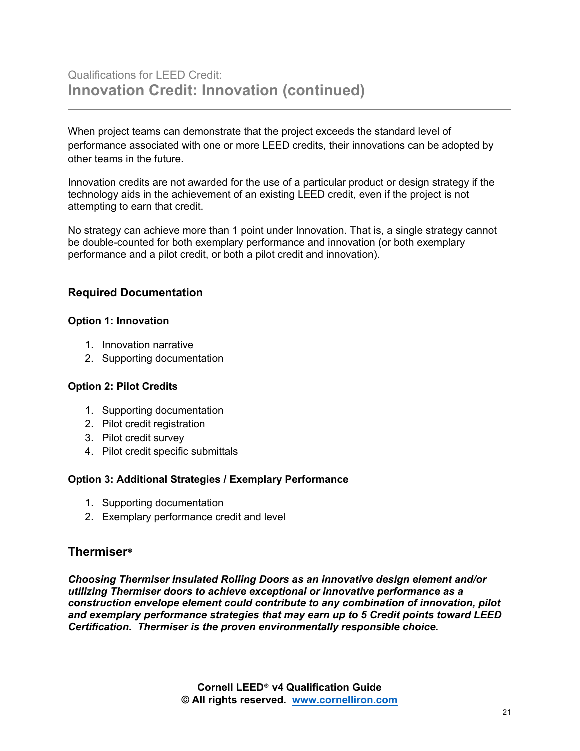Qualifications for LEED Credit:

## Innovation Credit: Innovation (continued)

When project teams can demonstrate that the project exceeds the standard level of performance associated with one or more LEED credits, their innovations can be adopted by other teams in the future.

Innovation credits are not awarded for the use of a particular product or design strategy if the technology aids in the achievement of an existing LEED credit, even if the project is not attempting to earn that credit.

No strategy can achieve more than 1 point under Innovation. That is, a single strategy cannot be double-counted for both exemplary performance and innovation (or both exemplary performance and a pilot credit, or both a pilot credit and innovation).

### Required Documentation

#### Option 1: Innovation

1. Innovation narrative
2. Supporting documentation

#### Option 2: Pilot Credits

1. Supporting documentation
2. Pilot credit registration
3. Pilot credit survey
4. Pilot credit specific submittals

#### Option 3: Additional Strategies / Exemplary Performance

1. Supporting documentation
2. Exemplary performance credit and level

### Thermiser®

***Choosing Thermiser Insulated Rolling Doors as an innovative design element and/or utilizing Thermiser doors to achieve exceptional or innovative performance as a construction envelope element could contribute to any combination of innovation, pilot and exemplary performance strategies that may earn up to 5 Credit points toward LEED Certification. Thermiser is the proven environmentally responsible choice.***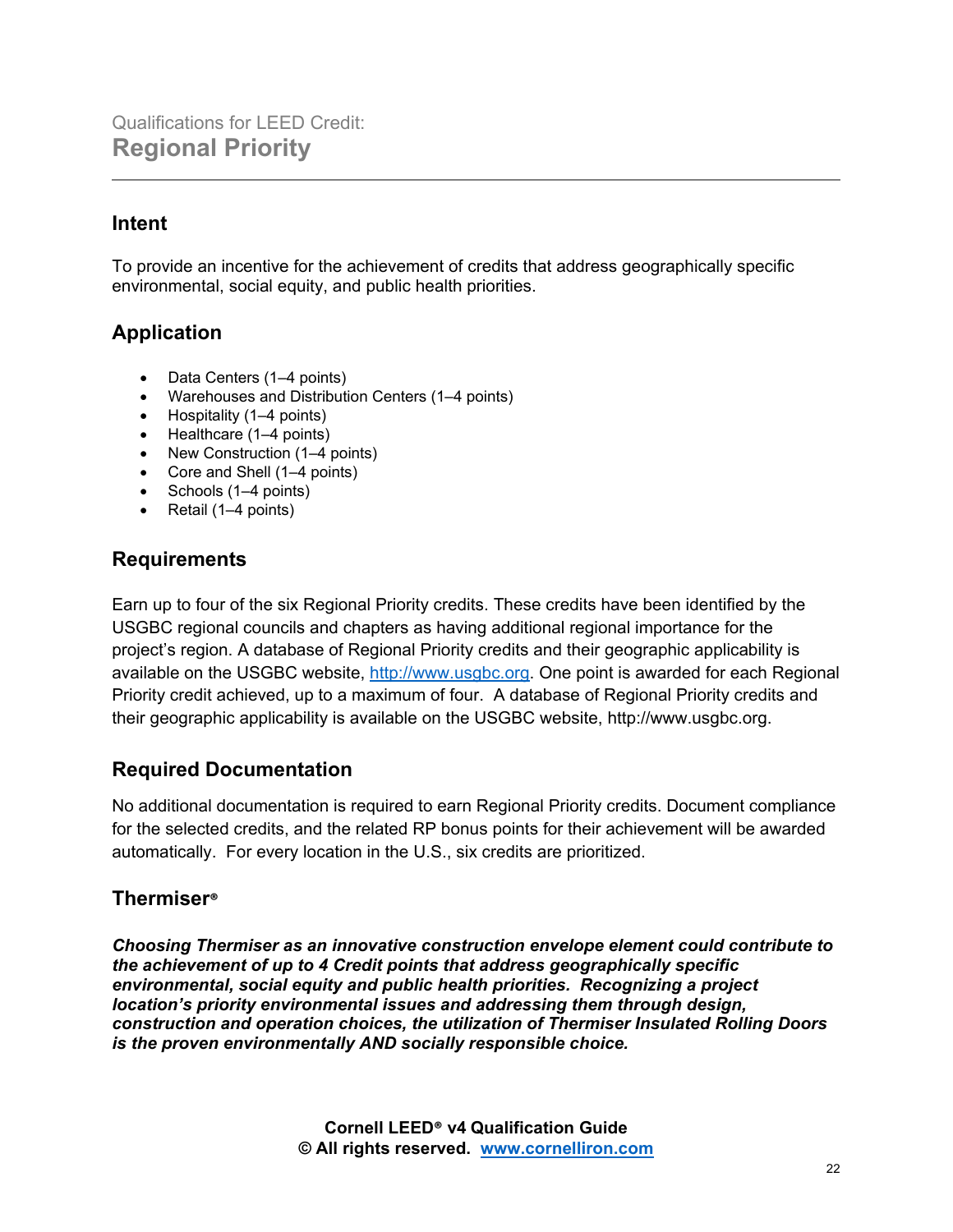Qualifications for LEED Credit:

# Regional Priority

## Intent

To provide an incentive for the achievement of credits that address geographically specific environmental, social equity, and public health priorities.

## Application

- Data Centers (1–4 points)
- Warehouses and Distribution Centers (1–4 points)
- Hospitality (1–4 points)
- Healthcare (1–4 points)
- New Construction (1–4 points)
- Core and Shell (1–4 points)
- Schools (1–4 points)
- Retail (1–4 points)

## Requirements

Earn up to four of the six Regional Priority credits. These credits have been identified by the USGBC regional councils and chapters as having additional regional importance for the project's region. A database of Regional Priority credits and their geographic applicability is available on the USGBC website, http://www.usgbc.org. One point is awarded for each Regional Priority credit achieved, up to a maximum of four. A database of Regional Priority credits and their geographic applicability is available on the USGBC website, http://www.usgbc.org.

## Required Documentation

No additional documentation is required to earn Regional Priority credits. Document compliance for the selected credits, and the related RP bonus points for their achievement will be awarded automatically. For every location in the U.S., six credits are prioritized.

## Thermiser®

***Choosing Thermiser as an innovative construction envelope element could contribute to the achievement of up to 4 Credit points that address geographically specific environmental, social equity and public health priorities. Recognizing a project location's priority environmental issues and addressing them through design, construction and operation choices, the utilization of Thermiser Insulated Rolling Doors is the proven environmentally AND socially responsible choice.***

**Cornell LEED® v4 Qualification Guide**
**© All rights reserved. www.cornelliron.com**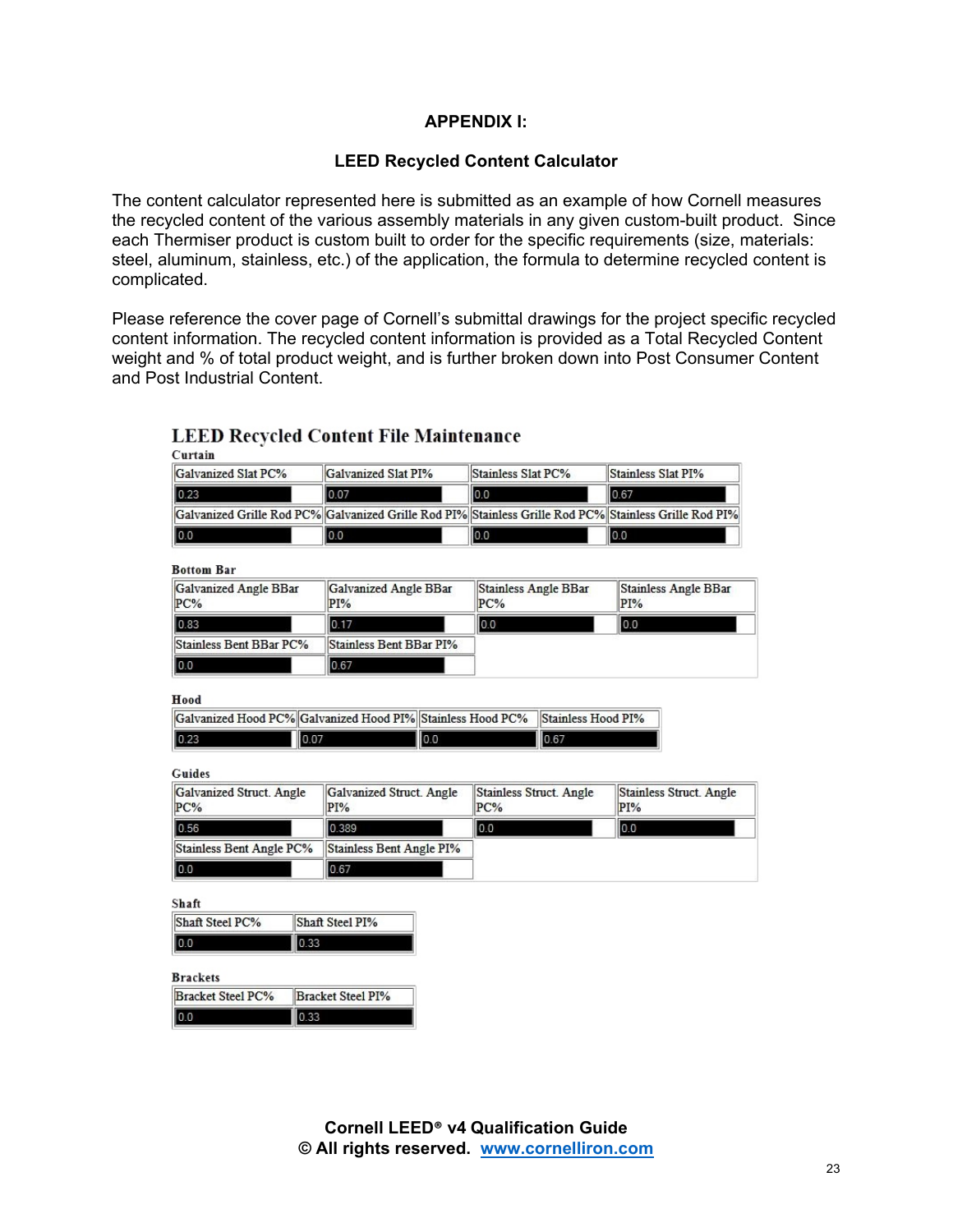**APPENDIX I:**

**LEED Recycled Content Calculator**

The content calculator represented here is submitted as an example of how Cornell measures the recycled content of the various assembly materials in any given custom-built product. Since each Thermiser product is custom built to order for the specific requirements (size, materials: steel, aluminum, stainless, etc.) of the application, the formula to determine recycled content is complicated.

Please reference the cover page of Cornell's submittal drawings for the project specific recycled content information. The recycled content information is provided as a Total Recycled Content weight and % of total product weight, and is further broken down into Post Consumer Content and Post Industrial Content.

## LEED Recycled Content File Maintenance

**Curtain**

| Galvanized Slat PC% | Galvanized Slat PI% | Stainless Slat PC% | Stainless Slat PI% |
|---|---|---|---|
| 0.23 | 0.07 | 0.0 | 0.67 |
| Galvanized Grille Rod PC% | Galvanized Grille Rod PI% | Stainless Grille Rod PC% | Stainless Grille Rod PI% |
| 0.0 | 0.0 | 0.0 | 0.0 |

**Bottom Bar**

| Galvanized Angle BBar PC% | Galvanized Angle BBar PI% | Stainless Angle BBar PC% | Stainless Angle BBar PI% |
|---|---|---|---|
| 0.83 | 0.17 | 0.0 | 0.0 |
| Stainless Bent BBar PC% | Stainless Bent BBar PI% | | |
| 0.0 | 0.67 | | |

**Hood**

| Galvanized Hood PC% | Galvanized Hood PI% | Stainless Hood PC% | Stainless Hood PI% |
|---|---|---|---|
| 0.23 | 0.07 | 0.0 | 0.67 |

**Guides**

| Galvanized Struct. Angle PC% | Galvanized Struct. Angle PI% | Stainless Struct. Angle PC% | Stainless Struct. Angle PI% |
|---|---|---|---|
| 0.56 | 0.389 | 0.0 | 0.0 |
| Stainless Bent Angle PC% | Stainless Bent Angle PI% | | |
| 0.0 | 0.67 | | |

**Shaft**

| Shaft Steel PC% | Shaft Steel PI% |
|---|---|
| 0.0 | 0.33 |

**Brackets**

| Bracket Steel PC% | Bracket Steel PI% |
|---|---|
| 0.0 | 0.33 |